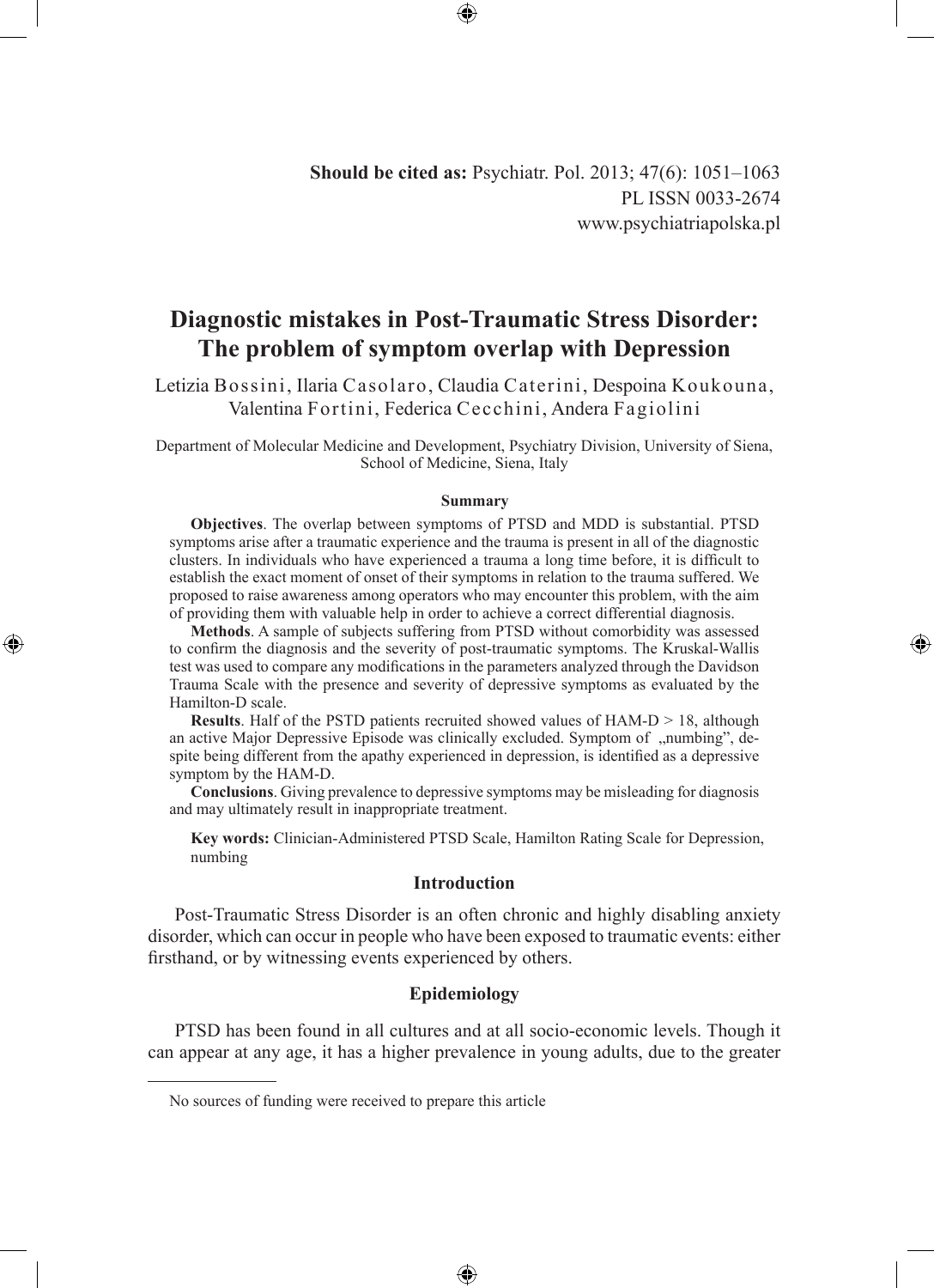**Should be cited as:** Psychiatr. Pol. 2013; 47(6): 1051–1063
PL ISSN 0033-2674
www.psychiatriapolska.pl

# Diagnostic mistakes in Post-Traumatic Stress Disorder: The problem of symptom overlap with Depression

Letizia Bossini, Ilaria Casolaro, Claudia Caterini, Despoina Koukouna, Valentina Fortini, Federica Cecchini, Andera Fagiolini

Department of Molecular Medicine and Development, Psychiatry Division, University of Siena, School of Medicine, Siena, Italy

### Summary

**Objectives**. The overlap between symptoms of PTSD and MDD is substantial. PTSD symptoms arise after a traumatic experience and the trauma is present in all of the diagnostic clusters. In individuals who have experienced a trauma a long time before, it is difficult to establish the exact moment of onset of their symptoms in relation to the trauma suffered. We proposed to raise awareness among operators who may encounter this problem, with the aim of providing them with valuable help in order to achieve a correct differential diagnosis.

**Methods**. A sample of subjects suffering from PTSD without comorbidity was assessed to confirm the diagnosis and the severity of post-traumatic symptoms. The Kruskal-Wallis test was used to compare any modifications in the parameters analyzed through the Davidson Trauma Scale with the presence and severity of depressive symptoms as evaluated by the Hamilton-D scale.

**Results**. Half of the PSTD patients recruited showed values of HAM-D > 18, although an active Major Depressive Episode was clinically excluded. Symptom of „numbing", despite being different from the apathy experienced in depression, is identified as a depressive symptom by the HAM-D.

**Conclusions**. Giving prevalence to depressive symptoms may be misleading for diagnosis and may ultimately result in inappropriate treatment.

**Key words:** Clinician-Administered PTSD Scale, Hamilton Rating Scale for Depression, numbing

## Introduction

Post-Traumatic Stress Disorder is an often chronic and highly disabling anxiety disorder, which can occur in people who have been exposed to traumatic events: either firsthand, or by witnessing events experienced by others.

## Epidemiology

PTSD has been found in all cultures and at all socio-economic levels. Though it can appear at any age, it has a higher prevalence in young adults, due to the greater

No sources of funding were received to prepare this article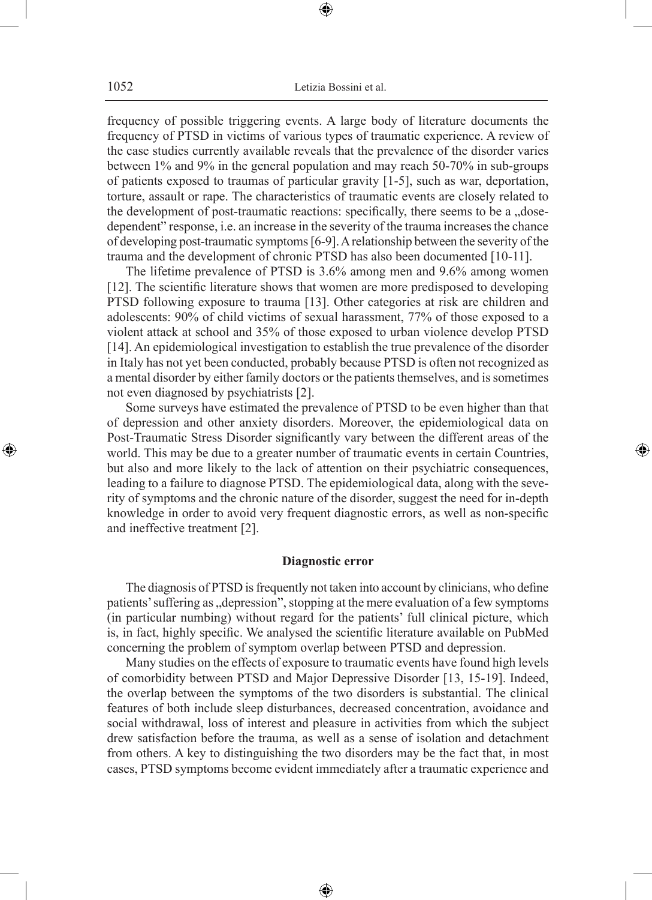frequency of possible triggering events. A large body of literature documents the frequency of PTSD in victims of various types of traumatic experience. A review of the case studies currently available reveals that the prevalence of the disorder varies between 1% and 9% in the general population and may reach 50-70% in sub-groups of patients exposed to traumas of particular gravity [1-5], such as war, deportation, torture, assault or rape. The characteristics of traumatic events are closely related to the development of post-traumatic reactions: specifically, there seems to be a „dose-dependent" response, i.e. an increase in the severity of the trauma increases the chance of developing post-traumatic symptoms [6-9]. A relationship between the severity of the trauma and the development of chronic PTSD has also been documented [10-11].

The lifetime prevalence of PTSD is 3.6% among men and 9.6% among women [12]. The scientific literature shows that women are more predisposed to developing PTSD following exposure to trauma [13]. Other categories at risk are children and adolescents: 90% of child victims of sexual harassment, 77% of those exposed to a violent attack at school and 35% of those exposed to urban violence develop PTSD [14]. An epidemiological investigation to establish the true prevalence of the disorder in Italy has not yet been conducted, probably because PTSD is often not recognized as a mental disorder by either family doctors or the patients themselves, and is sometimes not even diagnosed by psychiatrists [2].

Some surveys have estimated the prevalence of PTSD to be even higher than that of depression and other anxiety disorders. Moreover, the epidemiological data on Post-Traumatic Stress Disorder significantly vary between the different areas of the world. This may be due to a greater number of traumatic events in certain Countries, but also and more likely to the lack of attention on their psychiatric consequences, leading to a failure to diagnose PTSD. The epidemiological data, along with the severity of symptoms and the chronic nature of the disorder, suggest the need for in-depth knowledge in order to avoid very frequent diagnostic errors, as well as non-specific and ineffective treatment [2].

## Diagnostic error

The diagnosis of PTSD is frequently not taken into account by clinicians, who define patients' suffering as „depression", stopping at the mere evaluation of a few symptoms (in particular numbing) without regard for the patients' full clinical picture, which is, in fact, highly specific. We analysed the scientific literature available on PubMed concerning the problem of symptom overlap between PTSD and depression.

Many studies on the effects of exposure to traumatic events have found high levels of comorbidity between PTSD and Major Depressive Disorder [13, 15-19]. Indeed, the overlap between the symptoms of the two disorders is substantial. The clinical features of both include sleep disturbances, decreased concentration, avoidance and social withdrawal, loss of interest and pleasure in activities from which the subject drew satisfaction before the trauma, as well as a sense of isolation and detachment from others. A key to distinguishing the two disorders may be the fact that, in most cases, PTSD symptoms become evident immediately after a traumatic experience and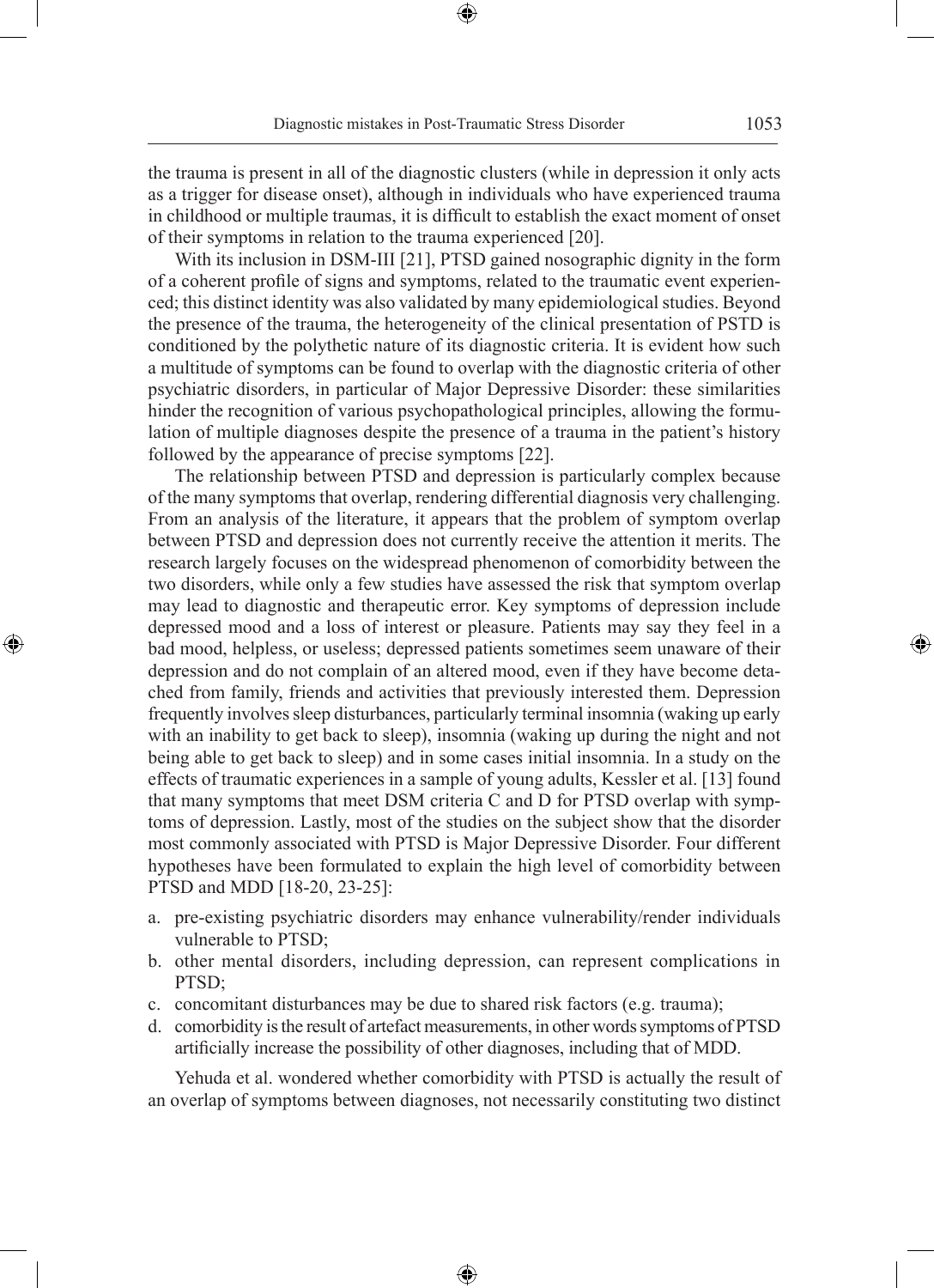the trauma is present in all of the diagnostic clusters (while in depression it only acts as a trigger for disease onset), although in individuals who have experienced trauma in childhood or multiple traumas, it is difficult to establish the exact moment of onset of their symptoms in relation to the trauma experienced [20].

With its inclusion in DSM-III [21], PTSD gained nosographic dignity in the form of a coherent profile of signs and symptoms, related to the traumatic event experienced; this distinct identity was also validated by many epidemiological studies. Beyond the presence of the trauma, the heterogeneity of the clinical presentation of PSTD is conditioned by the polythetic nature of its diagnostic criteria. It is evident how such a multitude of symptoms can be found to overlap with the diagnostic criteria of other psychiatric disorders, in particular of Major Depressive Disorder: these similarities hinder the recognition of various psychopathological principles, allowing the formulation of multiple diagnoses despite the presence of a trauma in the patient's history followed by the appearance of precise symptoms [22].

The relationship between PTSD and depression is particularly complex because of the many symptoms that overlap, rendering differential diagnosis very challenging. From an analysis of the literature, it appears that the problem of symptom overlap between PTSD and depression does not currently receive the attention it merits. The research largely focuses on the widespread phenomenon of comorbidity between the two disorders, while only a few studies have assessed the risk that symptom overlap may lead to diagnostic and therapeutic error. Key symptoms of depression include depressed mood and a loss of interest or pleasure. Patients may say they feel in a bad mood, helpless, or useless; depressed patients sometimes seem unaware of their depression and do not complain of an altered mood, even if they have become detached from family, friends and activities that previously interested them. Depression frequently involves sleep disturbances, particularly terminal insomnia (waking up early with an inability to get back to sleep), insomnia (waking up during the night and not being able to get back to sleep) and in some cases initial insomnia. In a study on the effects of traumatic experiences in a sample of young adults, Kessler et al. [13] found that many symptoms that meet DSM criteria C and D for PTSD overlap with symptoms of depression. Lastly, most of the studies on the subject show that the disorder most commonly associated with PTSD is Major Depressive Disorder. Four different hypotheses have been formulated to explain the high level of comorbidity between PTSD and MDD [18-20, 23-25]:

a. pre-existing psychiatric disorders may enhance vulnerability/render individuals vulnerable to PTSD;
b. other mental disorders, including depression, can represent complications in PTSD;
c. concomitant disturbances may be due to shared risk factors (e.g. trauma);
d. comorbidity is the result of artefact measurements, in other words symptoms of PTSD artificially increase the possibility of other diagnoses, including that of MDD.

Yehuda et al. wondered whether comorbidity with PTSD is actually the result of an overlap of symptoms between diagnoses, not necessarily constituting two distinct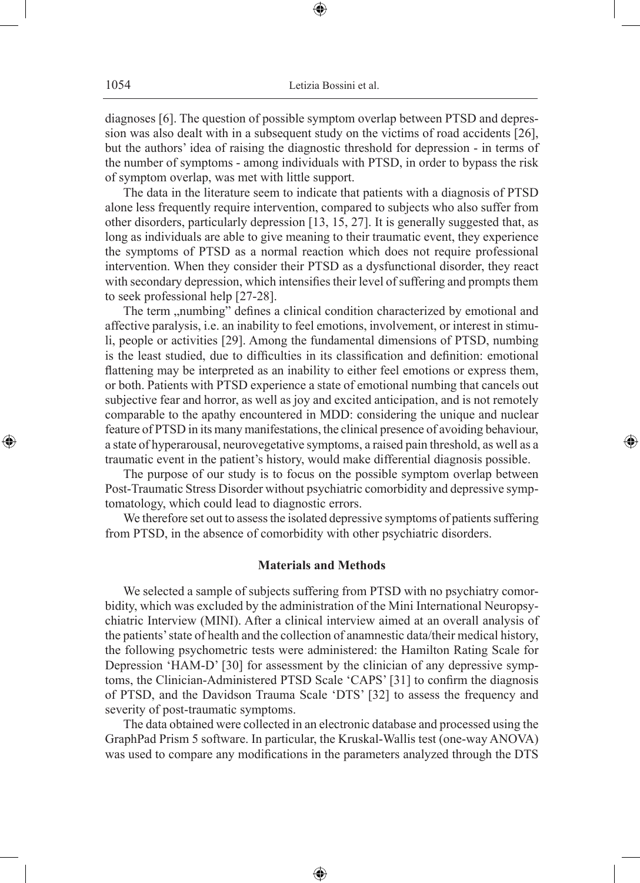diagnoses [6]. The question of possible symptom overlap between PTSD and depression was also dealt with in a subsequent study on the victims of road accidents [26], but the authors' idea of raising the diagnostic threshold for depression - in terms of the number of symptoms - among individuals with PTSD, in order to bypass the risk of symptom overlap, was met with little support.

The data in the literature seem to indicate that patients with a diagnosis of PTSD alone less frequently require intervention, compared to subjects who also suffer from other disorders, particularly depression [13, 15, 27]. It is generally suggested that, as long as individuals are able to give meaning to their traumatic event, they experience the symptoms of PTSD as a normal reaction which does not require professional intervention. When they consider their PTSD as a dysfunctional disorder, they react with secondary depression, which intensifies their level of suffering and prompts them to seek professional help [27-28].

The term „numbing" defines a clinical condition characterized by emotional and affective paralysis, i.e. an inability to feel emotions, involvement, or interest in stimuli, people or activities [29]. Among the fundamental dimensions of PTSD, numbing is the least studied, due to difficulties in its classification and definition: emotional flattening may be interpreted as an inability to either feel emotions or express them, or both. Patients with PTSD experience a state of emotional numbing that cancels out subjective fear and horror, as well as joy and excited anticipation, and is not remotely comparable to the apathy encountered in MDD: considering the unique and nuclear feature of PTSD in its many manifestations, the clinical presence of avoiding behaviour, a state of hyperarousal, neurovegetative symptoms, a raised pain threshold, as well as a traumatic event in the patient's history, would make differential diagnosis possible.

The purpose of our study is to focus on the possible symptom overlap between Post-Traumatic Stress Disorder without psychiatric comorbidity and depressive symptomatology, which could lead to diagnostic errors.

We therefore set out to assess the isolated depressive symptoms of patients suffering from PTSD, in the absence of comorbidity with other psychiatric disorders.

## Materials and Methods

We selected a sample of subjects suffering from PTSD with no psychiatry comorbidity, which was excluded by the administration of the Mini International Neuropsychiatric Interview (MINI). After a clinical interview aimed at an overall analysis of the patients' state of health and the collection of anamnestic data/their medical history, the following psychometric tests were administered: the Hamilton Rating Scale for Depression 'HAM-D' [30] for assessment by the clinician of any depressive symptoms, the Clinician-Administered PTSD Scale 'CAPS' [31] to confirm the diagnosis of PTSD, and the Davidson Trauma Scale 'DTS' [32] to assess the frequency and severity of post-traumatic symptoms.

The data obtained were collected in an electronic database and processed using the GraphPad Prism 5 software. In particular, the Kruskal-Wallis test (one-way ANOVA) was used to compare any modifications in the parameters analyzed through the DTS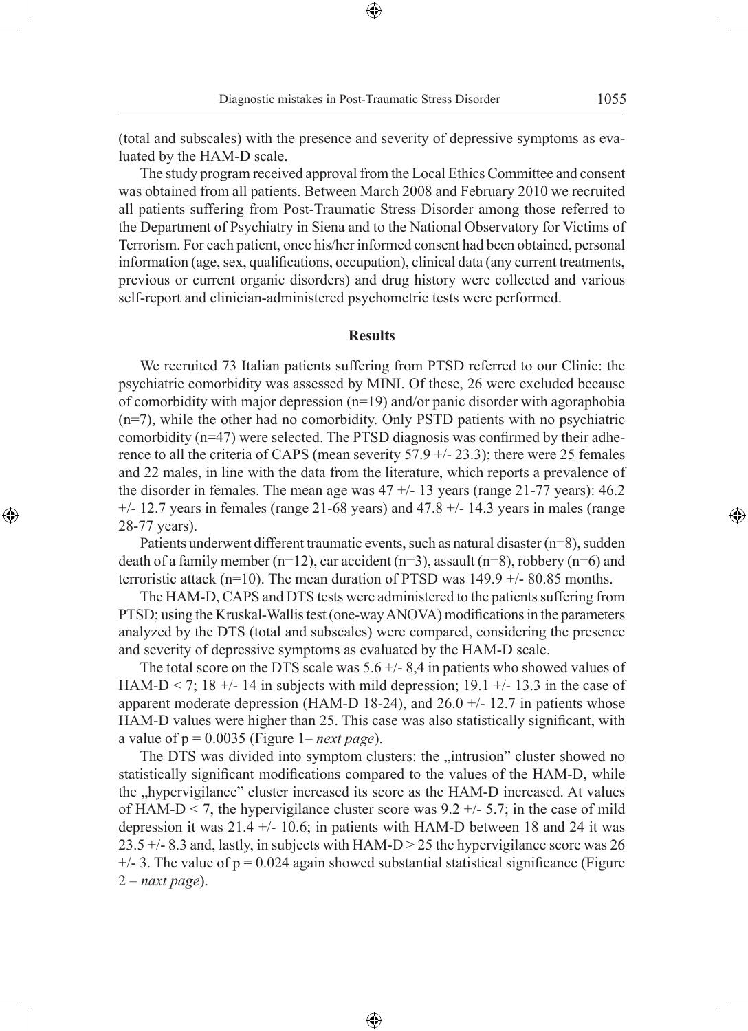(total and subscales) with the presence and severity of depressive symptoms as evaluated by the HAM-D scale.

The study program received approval from the Local Ethics Committee and consent was obtained from all patients. Between March 2008 and February 2010 we recruited all patients suffering from Post-Traumatic Stress Disorder among those referred to the Department of Psychiatry in Siena and to the National Observatory for Victims of Terrorism. For each patient, once his/her informed consent had been obtained, personal information (age, sex, qualifications, occupation), clinical data (any current treatments, previous or current organic disorders) and drug history were collected and various self-report and clinician-administered psychometric tests were performed.

## Results

We recruited 73 Italian patients suffering from PTSD referred to our Clinic: the psychiatric comorbidity was assessed by MINI. Of these, 26 were excluded because of comorbidity with major depression (n=19) and/or panic disorder with agoraphobia (n=7), while the other had no comorbidity. Only PSTD patients with no psychiatric comorbidity (n=47) were selected. The PTSD diagnosis was confirmed by their adherence to all the criteria of CAPS (mean severity 57.9 +/- 23.3); there were 25 females and 22 males, in line with the data from the literature, which reports a prevalence of the disorder in females. The mean age was 47 +/- 13 years (range 21-77 years): 46.2 +/- 12.7 years in females (range 21-68 years) and 47.8 +/- 14.3 years in males (range 28-77 years).

Patients underwent different traumatic events, such as natural disaster (n=8), sudden death of a family member (n=12), car accident (n=3), assault (n=8), robbery (n=6) and terroristic attack (n=10). The mean duration of PTSD was 149.9 +/- 80.85 months.

The HAM-D, CAPS and DTS tests were administered to the patients suffering from PTSD; using the Kruskal-Wallis test (one-way ANOVA) modifications in the parameters analyzed by the DTS (total and subscales) were compared, considering the presence and severity of depressive symptoms as evaluated by the HAM-D scale.

The total score on the DTS scale was 5.6 +/- 8,4 in patients who showed values of HAM-D < 7; 18 +/- 14 in subjects with mild depression; 19.1 +/- 13.3 in the case of apparent moderate depression (HAM-D 18-24), and 26.0 +/- 12.7 in patients whose HAM-D values were higher than 25. This case was also statistically significant, with a value of $p = 0.0035$ (Figure 1– *next page*).

The DTS was divided into symptom clusters: the „intrusion" cluster showed no statistically significant modifications compared to the values of the HAM-D, while the „hypervigilance" cluster increased its score as the HAM-D increased. At values of HAM-D < 7, the hypervigilance cluster score was 9.2 +/- 5.7; in the case of mild depression it was 21.4 +/- 10.6; in patients with HAM-D between 18 and 24 it was 23.5 +/- 8.3 and, lastly, in subjects with HAM-D > 25 the hypervigilance score was 26 +/- 3. The value of $p = 0.024$ again showed substantial statistical significance (Figure 2 – *naxt page*).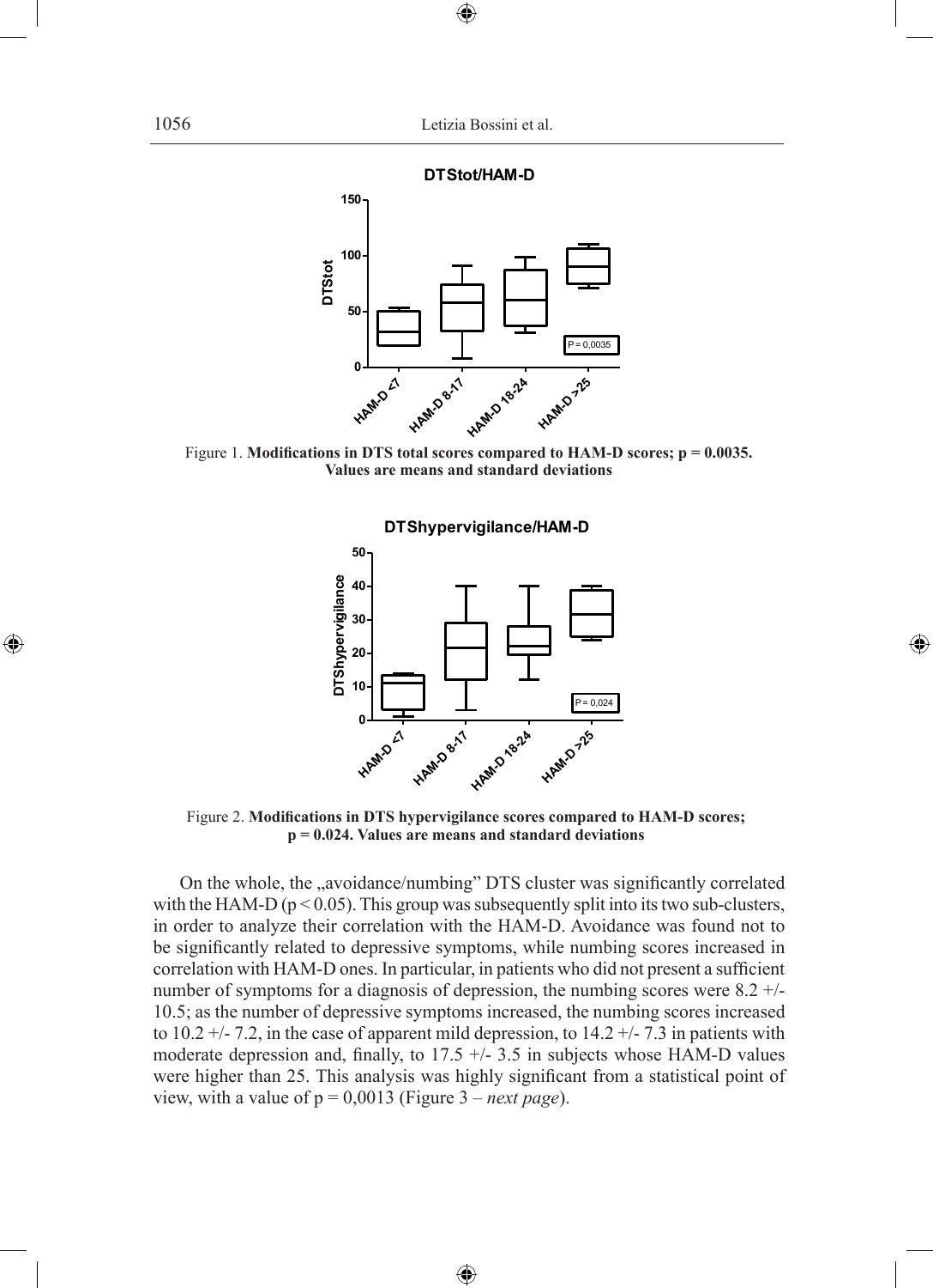Figure 1. **Modifications in DTS total scores compared to HAM-D scores; p = 0.0035. Values are means and standard deviations**

Figure 2. **Modifications in DTS hypervigilance scores compared to HAM-D scores; p = 0.024. Values are means and standard deviations**

On the whole, the „avoidance/numbing" DTS cluster was significantly correlated with the HAM-D ($p < 0.05$). This group was subsequently split into its two sub-clusters, in order to analyze their correlation with the HAM-D. Avoidance was found not to be significantly related to depressive symptoms, while numbing scores increased in correlation with HAM-D ones. In particular, in patients who did not present a sufficient number of symptoms for a diagnosis of depression, the numbing scores were 8.2 +/- 10.5; as the number of depressive symptoms increased, the numbing scores increased to 10.2 +/- 7.2, in the case of apparent mild depression, to 14.2 +/- 7.3 in patients with moderate depression and, finally, to 17.5 +/- 3.5 in subjects whose HAM-D values were higher than 25. This analysis was highly significant from a statistical point of view, with a value of p = 0,0013 (Figure 3 – *next page*).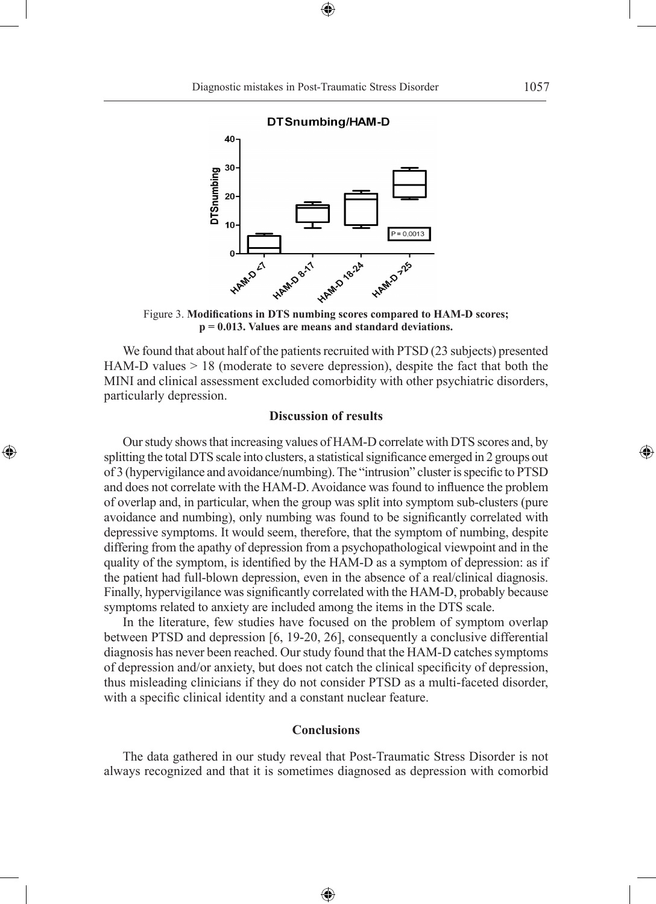Figure 3. **Modifications in DTS numbing scores compared to HAM-D scores; p = 0.013. Values are means and standard deviations.**

We found that about half of the patients recruited with PTSD (23 subjects) presented HAM-D values > 18 (moderate to severe depression), despite the fact that both the MINI and clinical assessment excluded comorbidity with other psychiatric disorders, particularly depression.

## Discussion of results

Our study shows that increasing values of HAM-D correlate with DTS scores and, by splitting the total DTS scale into clusters, a statistical significance emerged in 2 groups out of 3 (hypervigilance and avoidance/numbing). The "intrusion" cluster is specific to PTSD and does not correlate with the HAM-D. Avoidance was found to influence the problem of overlap and, in particular, when the group was split into symptom sub-clusters (pure avoidance and numbing), only numbing was found to be significantly correlated with depressive symptoms. It would seem, therefore, that the symptom of numbing, despite differing from the apathy of depression from a psychopathological viewpoint and in the quality of the symptom, is identified by the HAM-D as a symptom of depression: as if the patient had full-blown depression, even in the absence of a real/clinical diagnosis. Finally, hypervigilance was significantly correlated with the HAM-D, probably because symptoms related to anxiety are included among the items in the DTS scale.

In the literature, few studies have focused on the problem of symptom overlap between PTSD and depression [6, 19-20, 26], consequently a conclusive differential diagnosis has never been reached. Our study found that the HAM-D catches symptoms of depression and/or anxiety, but does not catch the clinical specificity of depression, thus misleading clinicians if they do not consider PTSD as a multi-faceted disorder, with a specific clinical identity and a constant nuclear feature.

## Conclusions

The data gathered in our study reveal that Post-Traumatic Stress Disorder is not always recognized and that it is sometimes diagnosed as depression with comorbid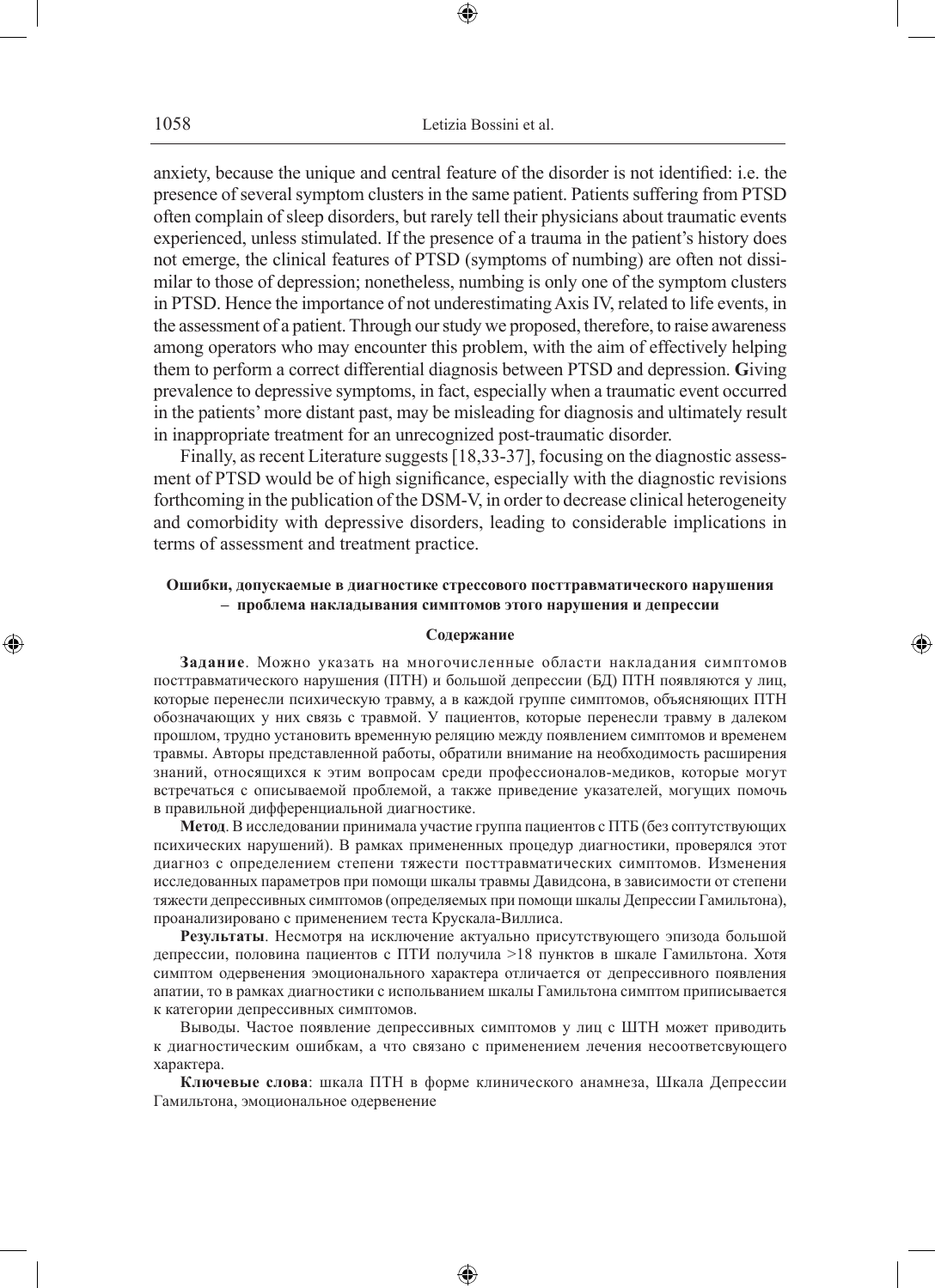anxiety, because the unique and central feature of the disorder is not identified: i.e. the presence of several symptom clusters in the same patient. Patients suffering from PTSD often complain of sleep disorders, but rarely tell their physicians about traumatic events experienced, unless stimulated. If the presence of a trauma in the patient's history does not emerge, the clinical features of PTSD (symptoms of numbing) are often not dissimilar to those of depression; nonetheless, numbing is only one of the symptom clusters in PTSD. Hence the importance of not underestimating Axis IV, related to life events, in the assessment of a patient. Through our study we proposed, therefore, to raise awareness among operators who may encounter this problem, with the aim of effectively helping them to perform a correct differential diagnosis between PTSD and depression. **G**iving prevalence to depressive symptoms, in fact, especially when a traumatic event occurred in the patients' more distant past, may be misleading for diagnosis and ultimately result in inappropriate treatment for an unrecognized post-traumatic disorder.

Finally, as recent Literature suggests [18,33-37], focusing on the diagnostic assessment of PTSD would be of high significance, especially with the diagnostic revisions forthcoming in the publication of the DSM-V, in order to decrease clinical heterogeneity and comorbidity with depressive disorders, leading to considerable implications in terms of assessment and treatment practice.

### Ошибки, допускаемые в диагностике стрессового посттравматического нарушения – проблема накладывания симптомов этого нарушения и депрессии

#### Содержание

**Задание**. Можно указать на многочисленные области накладания симптомов посттравматического нарушения (ПТН) и большой депрессии (БД) ПТН появляются у лиц, которые перенесли психическую травму, а в каждой группе симптомов, объясняющих ПТН обозначающих у них связь с травмой. У пациентов, которые перенесли травму в далеком прошлом, трудно установить временную реляцию между появлением симптомов и временем травмы. Авторы представленной работы, обратили внимание на необходимость расширения знаний, относящихся к этим вопросам среди профессионалов-медиков, которые могут встречаться с описываемой проблемой, а также приведение указателей, могущих помочь в правильной дифференциальной диагностике.

**Метод**. В исследовании принимала участие группа пациентов с ПТБ (без сопутствующих психических нарушений). В рамках примененных процедур диагностики, проверялся этот диагноз с определением степени тяжести посттравматических симптомов. Изменения исследованных параметров при помощи шкалы травмы Давидсона, в зависимости от степени тяжести депрессивных симптомов (определяемых при помощи шкалы Депрессии Гамильтона), проанализировано с применением теста Крускала-Виллиса.

**Результаты**. Несмотря на исключение актуально присутствующего эпизода большой депрессии, половина пациентов с ПТИ получила >18 пунктов в шкале Гамильтона. Хотя симптом одервенения эмоционального характера отличается от депрессивного появления апатии, то в рамках диагностики с использованием шкалы Гамильтона симптом приписывается к категории депрессивных симптомов.

Выводы. Частое появление депрессивных симптомов у лиц с ШТН может приводить к диагностическим ошибкам, а что связано с применением лечения несоответсвующего характера.

**Ключевые слова**: шкала ПТН в форме клинического анамнеза, Шкала Депрессии Гамильтона, эмоциональное одервенение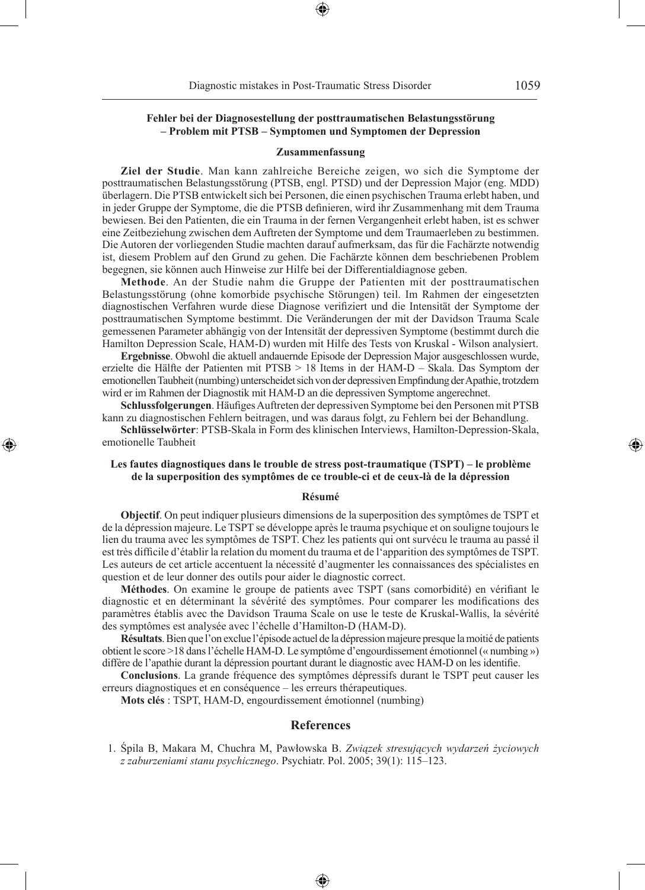### Fehler bei der Diagnosestellung der posttraumatischen Belastungsstörung – Problem mit PTSB – Symptomen und Symptomen der Depression

#### Zusammenfassung

**Ziel der Studie**. Man kann zahlreiche Bereiche zeigen, wo sich die Symptome der posttraumatischen Belastungsstörung (PTSB, engl. PTSD) und der Depression Major (eng. MDD) überlagern. Die PTSB entwickelt sich bei Personen, die einen psychischen Trauma erlebt haben, und in jeder Gruppe der Symptome, die die PTSB definieren, wird ihr Zusammenhang mit dem Trauma bewiesen. Bei den Patienten, die ein Trauma in der fernen Vergangenheit erlebt haben, ist es schwer eine Zeitbeziehung zwischen dem Auftreten der Symptome und dem Traumaerleben zu bestimmen. Die Autoren der vorliegenden Studie machten darauf aufmerksam, das für die Fachärzte notwendig ist, diesem Problem auf den Grund zu gehen. Die Fachärzte können dem beschriebenen Problem begegnen, sie können auch Hinweise zur Hilfe bei der Differentialdiagnose geben.

**Methode**. An der Studie nahm die Gruppe der Patienten mit der posttraumatischen Belastungsstörung (ohne komorbide psychische Störungen) teil. Im Rahmen der eingesetzten diagnostischen Verfahren wurde diese Diagnose verifiziert und die Intensität der Symptome der posttraumatischen Symptome bestimmt. Die Veränderungen der mit der Davidson Trauma Scale gemessenen Parameter abhängig von der Intensität der depressiven Symptome (bestimmt durch die Hamilton Depression Scale, HAM-D) wurden mit Hilfe des Tests von Kruskal - Wilson analysiert.

**Ergebnisse**. Obwohl die aktuell andauernde Episode der Depression Major ausgeschlossen wurde, erzielte die Hälfte der Patienten mit PTSB > 18 Items in der HAM-D – Skala. Das Symptom der emotionellen Taubheit (numbing) unterscheidet sich von der depressiven Empfindung der Apathie, trotzdem wird er im Rahmen der Diagnostik mit HAM-D an die depressiven Symptome angerechnet.

**Schlussfolgerungen**. Häufiges Auftreten der depressiven Symptome bei den Personen mit PTSB kann zu diagnostischen Fehlern beitragen, und was daraus folgt, zu Fehlern bei der Behandlung.

**Schlüsselwörter**: PTSB-Skala in Form des klinischen Interviews, Hamilton-Depression-Skala, emotionelle Taubheit

### Les fautes diagnostiques dans le trouble de stress post-traumatique (TSPT) – le problème de la superposition des symptômes de ce trouble-ci et de ceux-là de la dépression

#### Résumé

**Objectif**. On peut indiquer plusieurs dimensions de la superposition des symptômes de TSPT et de la dépression majeure. Le TSPT se développe après le trauma psychique et on souligne toujours le lien du trauma avec les symptômes de TSPT. Chez les patients qui ont survécu le trauma au passé il est très difficile d'établir la relation du moment du trauma et de l'apparition des symptômes de TSPT. Les auteurs de cet article accentuent la nécessité d'augmenter les connaissances des spécialistes en question et de leur donner des outils pour aider le diagnostic correct.

**Méthodes**. On examine le groupe de patients avec TSPT (sans comorbidité) en vérifiant le diagnostic et en déterminant la sévérité des symptômes. Pour comparer les modifications des paramètres établis avec the Davidson Trauma Scale on use le teste de Kruskal-Wallis, la sévérité des symptômes est analysée avec l'échelle d'Hamilton-D (HAM-D).

**Résultats**. Bien que l'on exclue l'épisode actuel de la dépression majeure presque la moitié de patients obtient le score >18 dans l'échelle HAM-D. Le symptôme d'engourdissement émotionnel (« numbing ») diffère de l'apathie durant la dépression pourtant durant le diagnostic avec HAM-D on les identifie.

**Conclusions**. La grande fréquence des symptômes dépressifs durant le TSPT peut causer les erreurs diagnostiques et en conséquence – les erreurs thérapeutiques.

**Mots clés** : TSPT, HAM-D, engourdissement émotionnel (numbing)

## References

1. Śpila B, Makara M, Chuchra M, Pawłowska B. *Związek stresujących wydarzeń życiowych z zaburzeniami stanu psychicznego*. Psychiatr. Pol. 2005; 39(1): 115–123.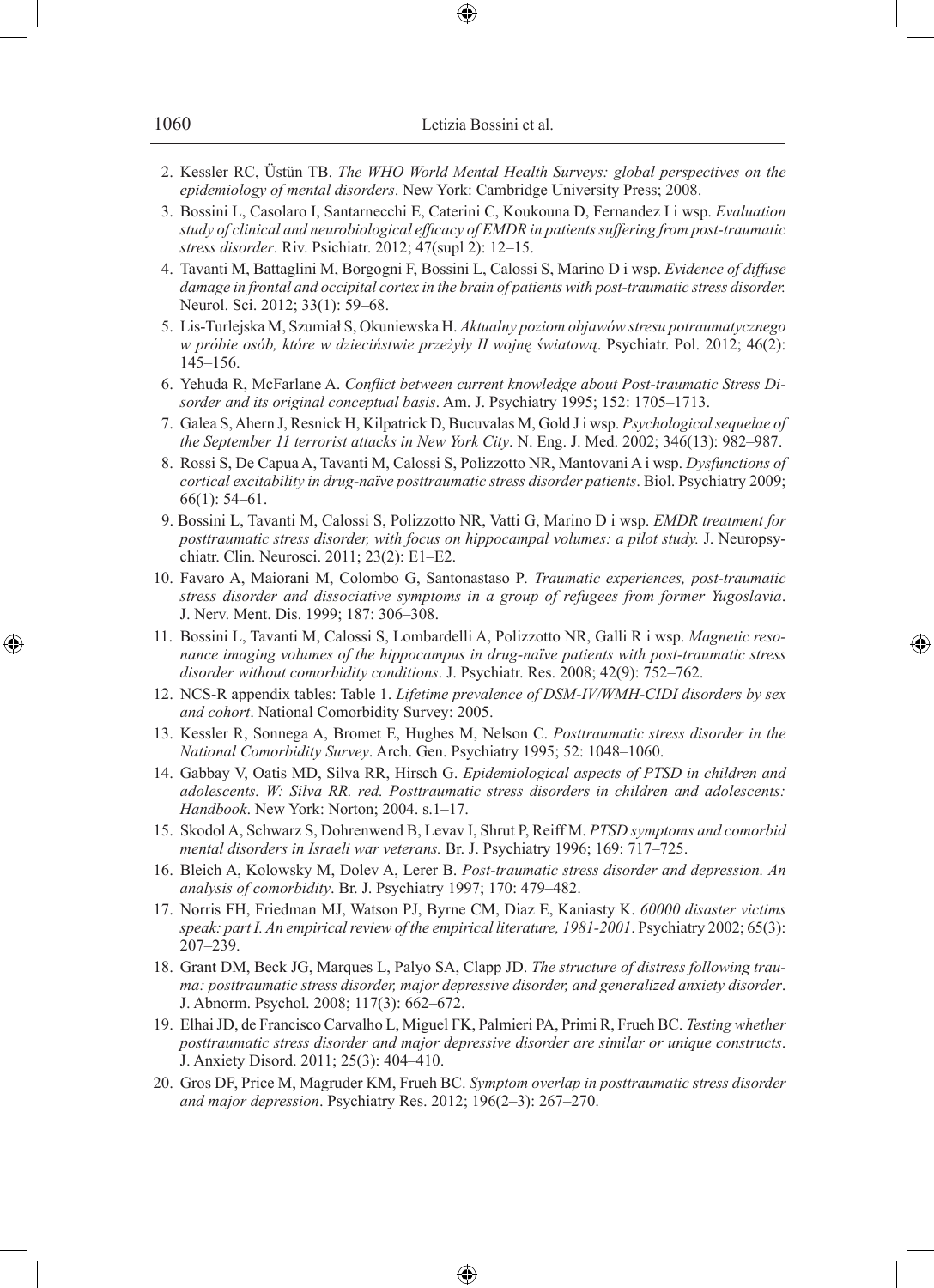2. Kessler RC, Üstün TB. *The WHO World Mental Health Surveys: global perspectives on the epidemiology of mental disorders*. New York: Cambridge University Press; 2008.
3. Bossini L, Casolaro I, Santarnecchi E, Caterini C, Koukouna D, Fernandez I i wsp. *Evaluation study of clinical and neurobiological efficacy of EMDR in patients suffering from post-traumatic stress disorder*. Riv. Psichiatr. 2012; 47(supl 2): 12–15.
4. Tavanti M, Battaglini M, Borgogni F, Bossini L, Calossi S, Marino D i wsp. *Evidence of diffuse damage in frontal and occipital cortex in the brain of patients with post-traumatic stress disorder.* Neurol. Sci. 2012; 33(1): 59–68.
5. Lis-Turlejska M, Szumiał S, Okuniewska H. *Aktualny poziom objawów stresu potraumatycznego w próbie osób, które w dzieciństwie przeżyły II wojnę światową*. Psychiatr. Pol. 2012; 46(2): 145–156.
6. Yehuda R, McFarlane A. *Conflict between current knowledge about Post-traumatic Stress Disorder and its original conceptual basis*. Am. J. Psychiatry 1995; 152: 1705–1713.
7. Galea S, Ahern J, Resnick H, Kilpatrick D, Bucuvalas M, Gold J i wsp. *Psychological sequelae of the September 11 terrorist attacks in New York City*. N. Eng. J. Med. 2002; 346(13): 982–987.
8. Rossi S, De Capua A, Tavanti M, Calossi S, Polizzotto NR, Mantovani A i wsp. *Dysfunctions of cortical excitability in drug-naïve posttraumatic stress disorder patients*. Biol. Psychiatry 2009; 66(1): 54–61.
9. Bossini L, Tavanti M, Calossi S, Polizzotto NR, Vatti G, Marino D i wsp. *EMDR treatment for posttraumatic stress disorder, with focus on hippocampal volumes: a pilot study.* J. Neuropsychiatr. Clin. Neurosci. 2011; 23(2): E1–E2.
10. Favaro A, Maiorani M, Colombo G, Santonastaso P. *Traumatic experiences, post-traumatic stress disorder and dissociative symptoms in a group of refugees from former Yugoslavia*. J. Nerv. Ment. Dis. 1999; 187: 306–308.
11. Bossini L, Tavanti M, Calossi S, Lombardelli A, Polizzotto NR, Galli R i wsp. *Magnetic resonance imaging volumes of the hippocampus in drug-naïve patients with post-traumatic stress disorder without comorbidity conditions*. J. Psychiatr. Res. 2008; 42(9): 752–762.
12. NCS-R appendix tables: Table 1. *Lifetime prevalence of DSM-IV/WMH-CIDI disorders by sex and cohort*. National Comorbidity Survey: 2005.
13. Kessler R, Sonnega A, Bromet E, Hughes M, Nelson C. *Posttraumatic stress disorder in the National Comorbidity Survey*. Arch. Gen. Psychiatry 1995; 52: 1048–1060.
14. Gabbay V, Oatis MD, Silva RR, Hirsch G. *Epidemiological aspects of PTSD in children and adolescents. W: Silva RR. red. Posttraumatic stress disorders in children and adolescents: Handbook*. New York: Norton; 2004. s.1–17.
15. Skodol A, Schwarz S, Dohrenwend B, Levav I, Shrut P, Reiff M. *PTSD symptoms and comorbid mental disorders in Israeli war veterans.* Br. J. Psychiatry 1996; 169: 717–725.
16. Bleich A, Kolowsky M, Dolev A, Lerer B. *Post-traumatic stress disorder and depression. An analysis of comorbidity*. Br. J. Psychiatry 1997; 170: 479–482.
17. Norris FH, Friedman MJ, Watson PJ, Byrne CM, Diaz E, Kaniasty K. *60000 disaster victims speak: part I. An empirical review of the empirical literature, 1981-2001*. Psychiatry 2002; 65(3): 207–239.
18. Grant DM, Beck JG, Marques L, Palyo SA, Clapp JD. *The structure of distress following trauma: posttraumatic stress disorder, major depressive disorder, and generalized anxiety disorder*. J. Abnorm. Psychol. 2008; 117(3): 662–672.
19. Elhai JD, de Francisco Carvalho L, Miguel FK, Palmieri PA, Primi R, Frueh BC. *Testing whether posttraumatic stress disorder and major depressive disorder are similar or unique constructs*. J. Anxiety Disord. 2011; 25(3): 404–410.
20. Gros DF, Price M, Magruder KM, Frueh BC. *Symptom overlap in posttraumatic stress disorder and major depression*. Psychiatry Res. 2012; 196(2–3): 267–270.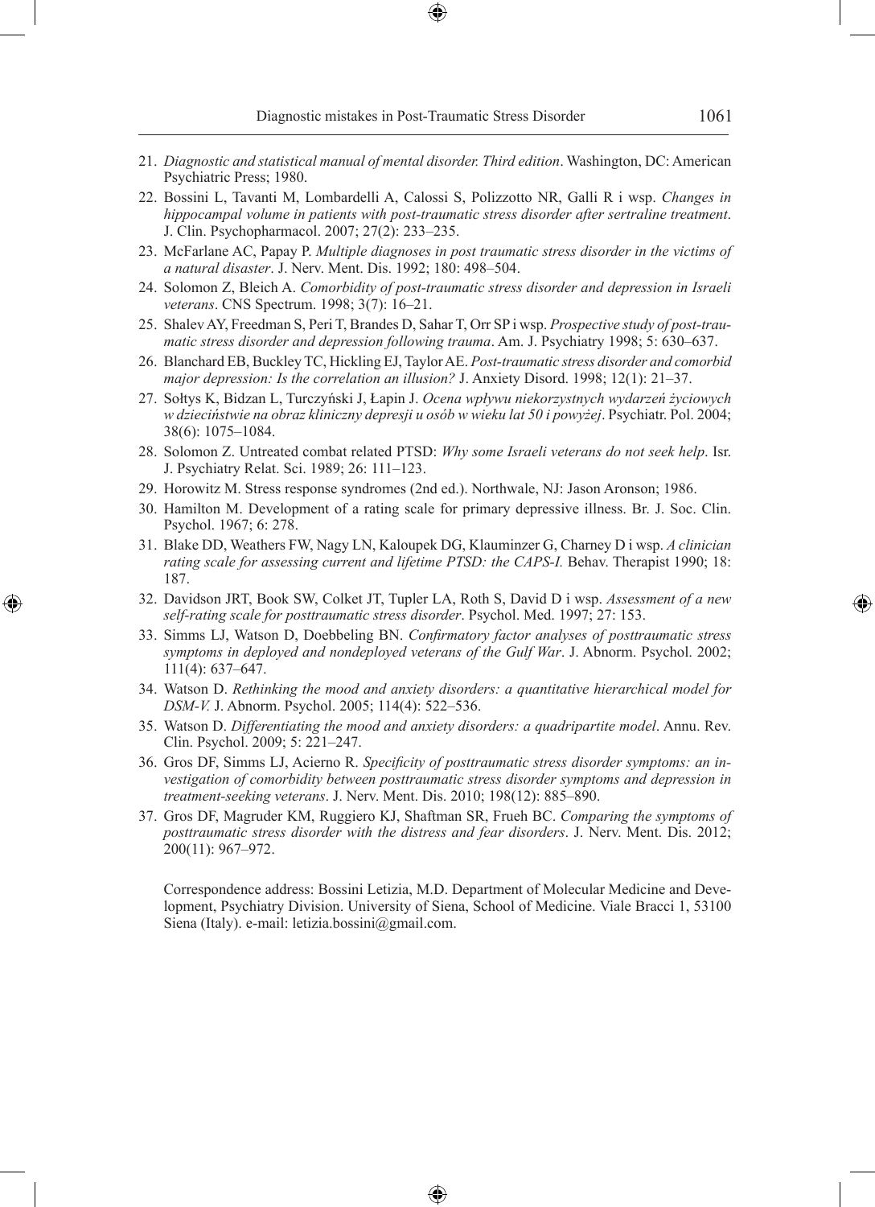21. *Diagnostic and statistical manual of mental disorder. Third edition*. Washington, DC: American Psychiatric Press; 1980.
22. Bossini L, Tavanti M, Lombardelli A, Calossi S, Polizzotto NR, Galli R i wsp. *Changes in hippocampal volume in patients with post-traumatic stress disorder after sertraline treatment*. J. Clin. Psychopharmacol. 2007; 27(2): 233–235.
23. McFarlane AC, Papay P. *Multiple diagnoses in post traumatic stress disorder in the victims of a natural disaster*. J. Nerv. Ment. Dis. 1992; 180: 498–504.
24. Solomon Z, Bleich A. *Comorbidity of post-traumatic stress disorder and depression in Israeli veterans*. CNS Spectrum. 1998; 3(7): 16–21.
25. Shalev AY, Freedman S, Peri T, Brandes D, Sahar T, Orr SP i wsp. *Prospective study of post-traumatic stress disorder and depression following trauma*. Am. J. Psychiatry 1998; 5: 630–637.
26. Blanchard EB, Buckley TC, Hickling EJ, Taylor AE. *Post-traumatic stress disorder and comorbid major depression: Is the correlation an illusion?* J. Anxiety Disord. 1998; 12(1): 21–37.
27. Sołtys K, Bidzan L, Turczyński J, Łapin J. *Ocena wpływu niekorzystnych wydarzeń życiowych w dzieciństwie na obraz kliniczny depresji u osób w wieku lat 50 i powyżej*. Psychiatr. Pol. 2004; 38(6): 1075–1084.
28. Solomon Z. Untreated combat related PTSD: *Why some Israeli veterans do not seek help*. Isr. J. Psychiatry Relat. Sci. 1989; 26: 111–123.
29. Horowitz M. Stress response syndromes (2nd ed.). Northwale, NJ: Jason Aronson; 1986.
30. Hamilton M. Development of a rating scale for primary depressive illness. Br. J. Soc. Clin. Psychol. 1967; 6: 278.
31. Blake DD, Weathers FW, Nagy LN, Kaloupek DG, Klauminzer G, Charney D i wsp. *A clinician rating scale for assessing current and lifetime PTSD: the CAPS-I.* Behav. Therapist 1990; 18: 187.
32. Davidson JRT, Book SW, Colket JT, Tupler LA, Roth S, David D i wsp. *Assessment of a new self-rating scale for posttraumatic stress disorder*. Psychol. Med. 1997; 27: 153.
33. Simms LJ, Watson D, Doebbeling BN. *Confirmatory factor analyses of posttraumatic stress symptoms in deployed and nondeployed veterans of the Gulf War*. J. Abnorm. Psychol. 2002; 111(4): 637–647.
34. Watson D. *Rethinking the mood and anxiety disorders: a quantitative hierarchical model for DSM-V.* J. Abnorm. Psychol. 2005; 114(4): 522–536.
35. Watson D. *Differentiating the mood and anxiety disorders: a quadripartite model*. Annu. Rev. Clin. Psychol. 2009; 5: 221–247.
36. Gros DF, Simms LJ, Acierno R. *Specificity of posttraumatic stress disorder symptoms: an investigation of comorbidity between posttraumatic stress disorder symptoms and depression in treatment-seeking veterans*. J. Nerv. Ment. Dis. 2010; 198(12): 885–890.
37. Gros DF, Magruder KM, Ruggiero KJ, Shaftman SR, Frueh BC. *Comparing the symptoms of posttraumatic stress disorder with the distress and fear disorders*. J. Nerv. Ment. Dis. 2012; 200(11): 967–972.

Correspondence address: Bossini Letizia, M.D. Department of Molecular Medicine and Development, Psychiatry Division. University of Siena, School of Medicine. Viale Bracci 1, 53100 Siena (Italy). e-mail: letizia.bossini@gmail.com.